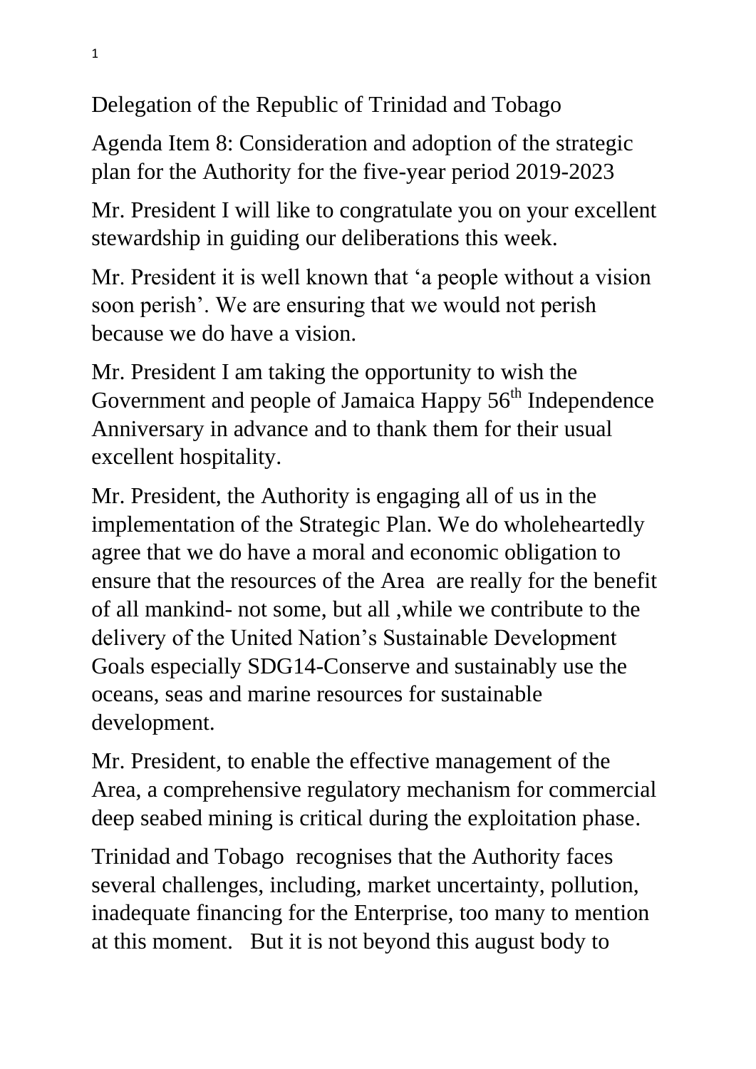Delegation of the Republic of Trinidad and Tobago

Agenda Item 8: Consideration and adoption of the strategic plan for the Authority for the five-year period 2019-2023

Mr. President I will like to congratulate you on your excellent stewardship in guiding our deliberations this week.

Mr. President it is well known that 'a people without a vision soon perish'. We are ensuring that we would not perish because we do have a vision.

Mr. President I am taking the opportunity to wish the Government and people of Jamaica Happy 56th Independence Anniversary in advance and to thank them for their usual excellent hospitality.

Mr. President, the Authority is engaging all of us in the implementation of the Strategic Plan. We do wholeheartedly agree that we do have a moral and economic obligation to ensure that the resources of the Area are really for the benefit of all mankind- not some, but all ,while we contribute to the delivery of the United Nation's Sustainable Development Goals especially SDG14-Conserve and sustainably use the oceans, seas and marine resources for sustainable development.

Mr. President, to enable the effective management of the Area, a comprehensive regulatory mechanism for commercial deep seabed mining is critical during the exploitation phase.

Trinidad and Tobago recognises that the Authority faces several challenges, including, market uncertainty, pollution, inadequate financing for the Enterprise, too many to mention at this moment. But it is not beyond this august body to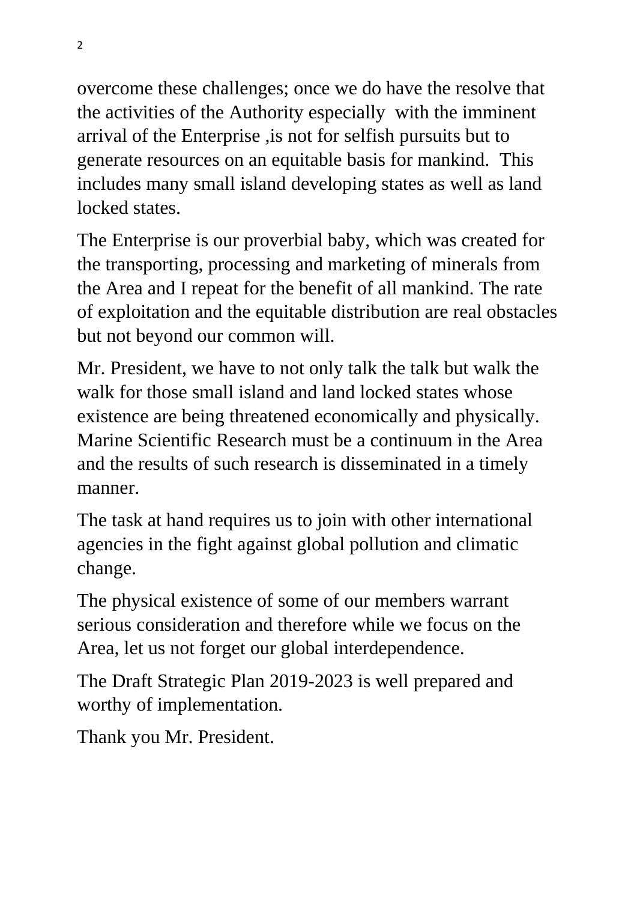overcome these challenges; once we do have the resolve that the activities of the Authority especially with the imminent arrival of the Enterprise ,is not for selfish pursuits but to generate resources on an equitable basis for mankind. This includes many small island developing states as well as land locked states.

The Enterprise is our proverbial baby, which was created for the transporting, processing and marketing of minerals from the Area and I repeat for the benefit of all mankind. The rate of exploitation and the equitable distribution are real obstacles but not beyond our common will.

Mr. President, we have to not only talk the talk but walk the walk for those small island and land locked states whose existence are being threatened economically and physically. Marine Scientific Research must be a continuum in the Area and the results of such research is disseminated in a timely manner.

The task at hand requires us to join with other international agencies in the fight against global pollution and climatic change.

The physical existence of some of our members warrant serious consideration and therefore while we focus on the Area, let us not forget our global interdependence.

The Draft Strategic Plan 2019-2023 is well prepared and worthy of implementation.

Thank you Mr. President.